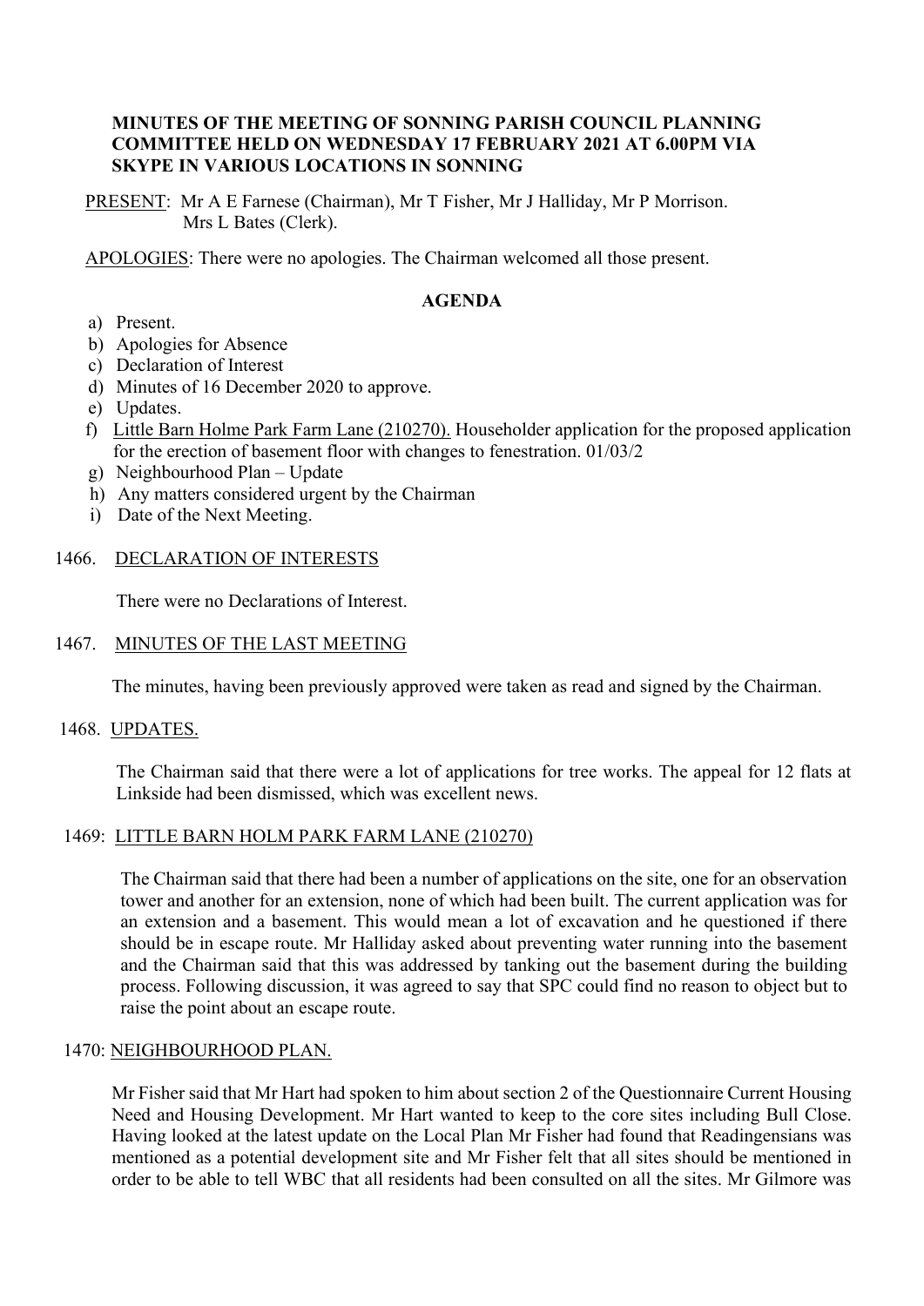**MINUTES OF THE MEETING OF SONNING PARISH COUNCIL PLANNING COMMITTEE HELD ON WEDNESDAY 17 FEBRUARY 2021 AT 6.00PM VIA SKYPE IN VARIOUS LOCATIONS IN SONNING**

PRESENT: Mr A E Farnese (Chairman), Mr T Fisher, Mr J Halliday, Mr P Morrison. Mrs L Bates (Clerk).

APOLOGIES: There were no apologies. The Chairman welcomed all those present.

**AGENDA**

a) Present.
b) Apologies for Absence
c) Declaration of Interest
d) Minutes of 16 December 2020 to approve.
e) Updates.
f) Little Barn Holme Park Farm Lane (210270). Householder application for the proposed application for the erection of basement floor with changes to fenestration. 01/03/2
g) Neighbourhood Plan – Update
h) Any matters considered urgent by the Chairman
i) Date of the Next Meeting.

1466. DECLARATION OF INTERESTS

There were no Declarations of Interest.

1467. MINUTES OF THE LAST MEETING

The minutes, having been previously approved were taken as read and signed by the Chairman.

1468. UPDATES.

The Chairman said that there were a lot of applications for tree works. The appeal for 12 flats at Linkside had been dismissed, which was excellent news.

1469: LITTLE BARN HOLM PARK FARM LANE (210270)

The Chairman said that there had been a number of applications on the site, one for an observation tower and another for an extension, none of which had been built. The current application was for an extension and a basement. This would mean a lot of excavation and he questioned if there should be in escape route. Mr Halliday asked about preventing water running into the basement and the Chairman said that this was addressed by tanking out the basement during the building process. Following discussion, it was agreed to say that SPC could find no reason to object but to raise the point about an escape route.

1470: NEIGHBOURHOOD PLAN.

Mr Fisher said that Mr Hart had spoken to him about section 2 of the Questionnaire Current Housing Need and Housing Development. Mr Hart wanted to keep to the core sites including Bull Close. Having looked at the latest update on the Local Plan Mr Fisher had found that Readingensians was mentioned as a potential development site and Mr Fisher felt that all sites should be mentioned in order to be able to tell WBC that all residents had been consulted on all the sites. Mr Gilmore was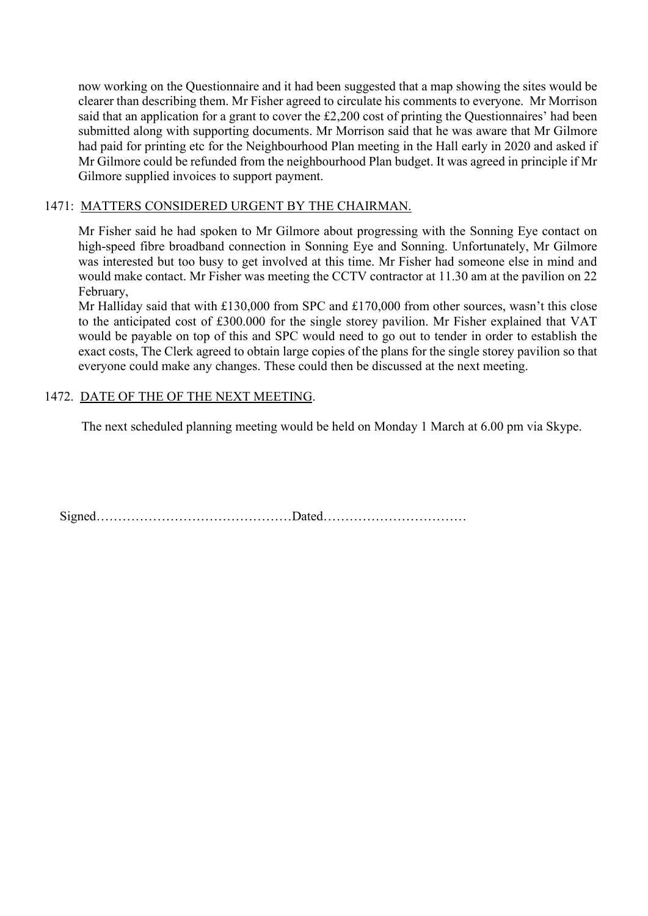now working on the Questionnaire and it had been suggested that a map showing the sites would be clearer than describing them. Mr Fisher agreed to circulate his comments to everyone. Mr Morrison said that an application for a grant to cover the £2,200 cost of printing the Questionnaires' had been submitted along with supporting documents. Mr Morrison said that he was aware that Mr Gilmore had paid for printing etc for the Neighbourhood Plan meeting in the Hall early in 2020 and asked if Mr Gilmore could be refunded from the neighbourhood Plan budget. It was agreed in principle if Mr Gilmore supplied invoices to support payment.

1471: MATTERS CONSIDERED URGENT BY THE CHAIRMAN.

Mr Fisher said he had spoken to Mr Gilmore about progressing with the Sonning Eye contact on high-speed fibre broadband connection in Sonning Eye and Sonning. Unfortunately, Mr Gilmore was interested but too busy to get involved at this time. Mr Fisher had someone else in mind and would make contact. Mr Fisher was meeting the CCTV contractor at 11.30 am at the pavilion on 22 February,

Mr Halliday said that with £130,000 from SPC and £170,000 from other sources, wasn't this close to the anticipated cost of £300.000 for the single storey pavilion. Mr Fisher explained that VAT would be payable on top of this and SPC would need to go out to tender in order to establish the exact costs, The Clerk agreed to obtain large copies of the plans for the single storey pavilion so that everyone could make any changes. These could then be discussed at the next meeting.

1472. DATE OF THE OF THE NEXT MEETING.

The next scheduled planning meeting would be held on Monday 1 March at 6.00 pm via Skype.

Signed………………………………………Dated……………………………